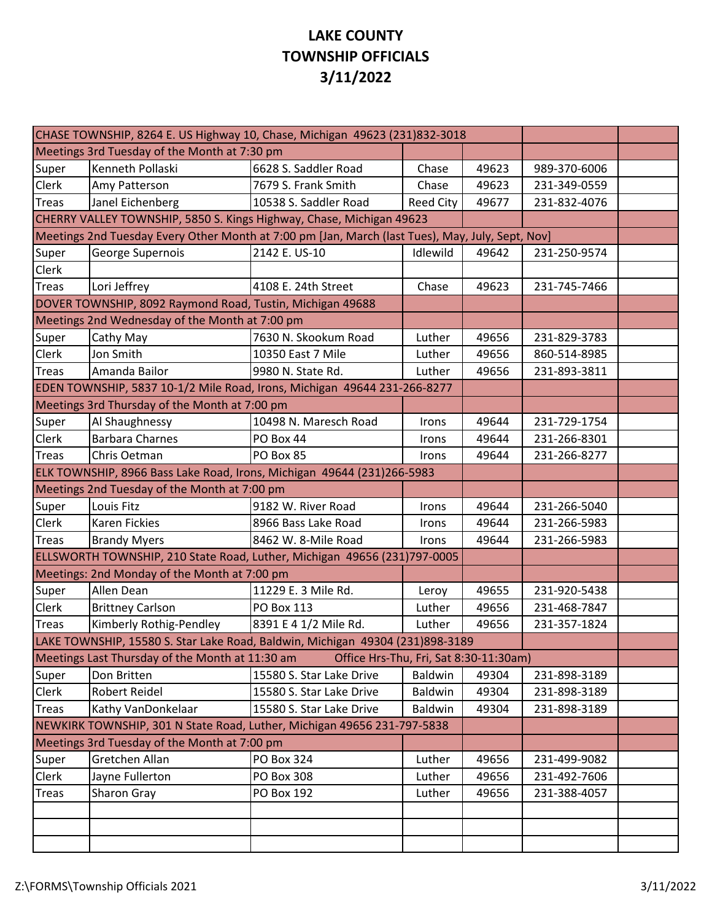# LAKE COUNTY
# TOWNSHIP OFFICIALS
# 3/11/2022

| | | | | | | |
|---|---|---|---|---|---|---|
| CHASE TOWNSHIP, 8264 E. US Highway 10, Chase, Michigan 49623 (231)832-3018 | | | | | | |
| Meetings 3rd Tuesday of the Month at 7:30 pm | | | | | | |
| Super | Kenneth Pollaski | 6628 S. Saddler Road | Chase | 49623 | 989-370-6006 | |
| Clerk | Amy Patterson | 7679 S. Frank Smith | Chase | 49623 | 231-349-0559 | |
| Treas | Janel Eichenberg | 10538 S. Saddler Road | Reed City | 49677 | 231-832-4076 | |
| CHERRY VALLEY TOWNSHIP, 5850 S. Kings Highway, Chase, Michigan 49623 | | | | | | |
| Meetings 2nd Tuesday Every Other Month at 7:00 pm [Jan, March (last Tues), May, July, Sept, Nov] | | | | | | |
| Super | George Supernois | 2142 E. US-10 | Idlewild | 49642 | 231-250-9574 | |
| Clerk | | | | | | |
| Treas | Lori Jeffrey | 4108 E. 24th Street | Chase | 49623 | 231-745-7466 | |
| DOVER TOWNSHIP, 8092 Raymond Road, Tustin, Michigan 49688 | | | | | | |
| Meetings 2nd Wednesday of the Month at 7:00 pm | | | | | | |
| Super | Cathy May | 7630 N. Skookum Road | Luther | 49656 | 231-829-3783 | |
| Clerk | Jon Smith | 10350 East 7 Mile | Luther | 49656 | 860-514-8985 | |
| Treas | Amanda Bailor | 9980 N. State Rd. | Luther | 49656 | 231-893-3811 | |
| EDEN TOWNSHIP, 5837 10-1/2 Mile Road, Irons, Michigan 49644 231-266-8277 | | | | | | |
| Meetings 3rd Thursday of the Month at 7:00 pm | | | | | | |
| Super | Al Shaughnessy | 10498 N. Maresch Road | Irons | 49644 | 231-729-1754 | |
| Clerk | Barbara Charnes | PO Box 44 | Irons | 49644 | 231-266-8301 | |
| Treas | Chris Oetman | PO Box 85 | Irons | 49644 | 231-266-8277 | |
| ELK TOWNSHIP, 8966 Bass Lake Road, Irons, Michigan 49644 (231)266-5983 | | | | | | |
| Meetings 2nd Tuesday of the Month at 7:00 pm | | | | | | |
| Super | Louis Fitz | 9182 W. River Road | Irons | 49644 | 231-266-5040 | |
| Clerk | Karen Fickies | 8966 Bass Lake Road | Irons | 49644 | 231-266-5983 | |
| Treas | Brandy Myers | 8462 W. 8-Mile Road | Irons | 49644 | 231-266-5983 | |
| ELLSWORTH TOWNSHIP, 210 State Road, Luther, Michigan 49656 (231)797-0005 | | | | | | |
| Meetings: 2nd Monday of the Month at 7:00 pm | | | | | | |
| Super | Allen Dean | 11229 E. 3 Mile Rd. | Leroy | 49655 | 231-920-5438 | |
| Clerk | Brittney Carlson | PO Box 113 | Luther | 49656 | 231-468-7847 | |
| Treas | Kimberly Rothig-Pendley | 8391 E 4 1/2 Mile Rd. | Luther | 49656 | 231-357-1824 | |
| LAKE TOWNSHIP, 15580 S. Star Lake Road, Baldwin, Michigan 49304 (231)898-3189 | | | | | | |
| Meetings Last Thursday of the Month at 11:30 am Office Hrs-Thu, Fri, Sat 8:30-11:30am) | | | | | | |
| Super | Don Britten | 15580 S. Star Lake Drive | Baldwin | 49304 | 231-898-3189 | |
| Clerk | Robert Reidel | 15580 S. Star Lake Drive | Baldwin | 49304 | 231-898-3189 | |
| Treas | Kathy VanDonkelaar | 15580 S. Star Lake Drive | Baldwin | 49304 | 231-898-3189 | |
| NEWKIRK TOWNSHIP, 301 N State Road, Luther, Michigan 49656 231-797-5838 | | | | | | |
| Meetings 3rd Tuesday of the Month at 7:00 pm | | | | | | |
| Super | Gretchen Allan | PO Box 324 | Luther | 49656 | 231-499-9082 | |
| Clerk | Jayne Fullerton | PO Box 308 | Luther | 49656 | 231-492-7606 | |
| Treas | Sharon Gray | PO Box 192 | Luther | 49656 | 231-388-4057 | |
| | | | | | | |
| | | | | | | |
| | | | | | | |

Z:\FORMS\Township Officials 2021 3/11/2022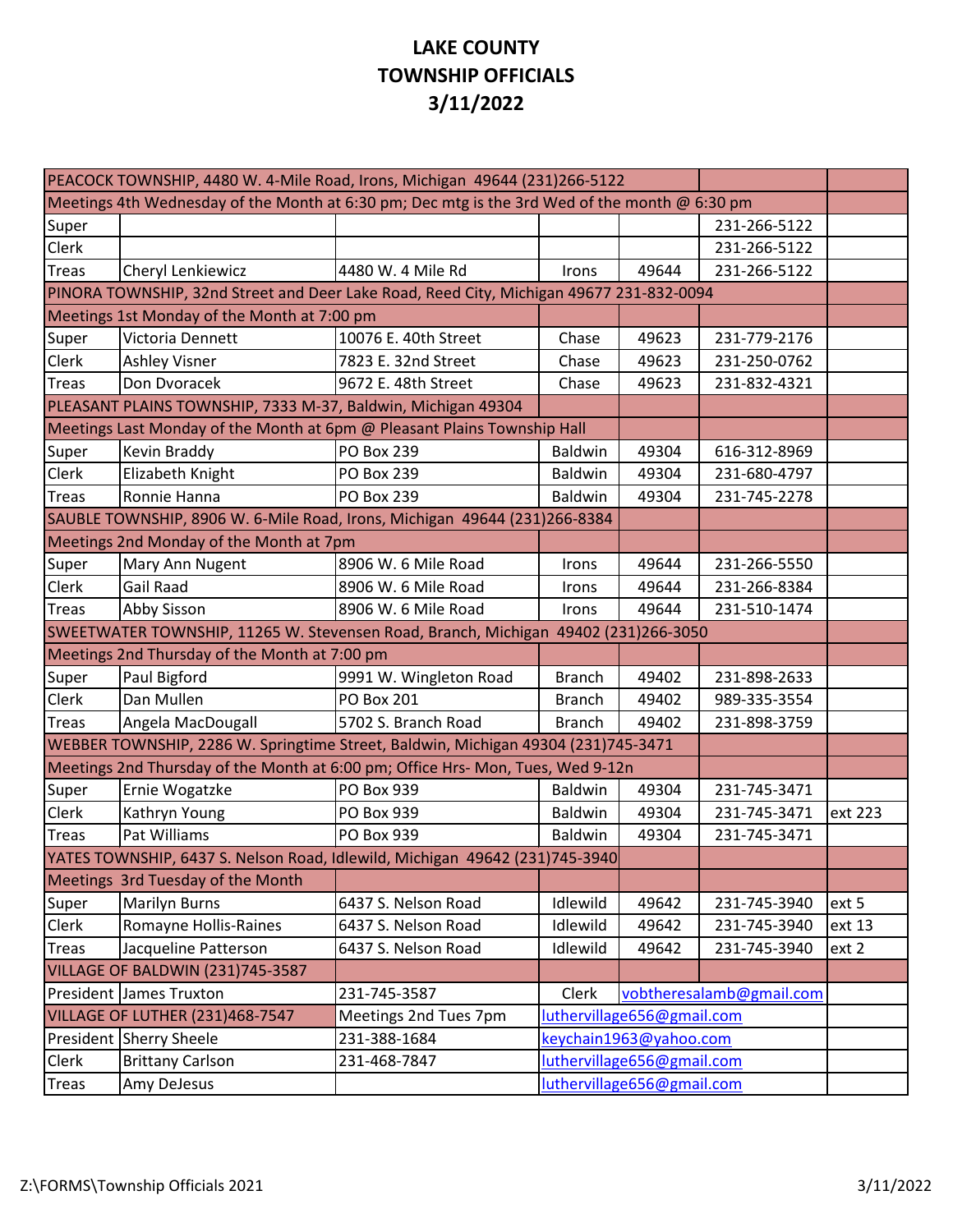# LAKE COUNTY
# TOWNSHIP OFFICIALS
# 3/11/2022

| | | | | | | |
|---|---|---|---|---|---|---|
| PEACOCK TOWNSHIP, 4480 W. 4-Mile Road, Irons, Michigan 49644 (231)266-5122 | | | | | | |
| Meetings 4th Wednesday of the Month at 6:30 pm; Dec mtg is the 3rd Wed of the month @ 6:30 pm | | | | | | |
| Super | | | | | 231-266-5122 | |
| Clerk | | | | | 231-266-5122 | |
| Treas | Cheryl Lenkiewicz | 4480 W. 4 Mile Rd | Irons | 49644 | 231-266-5122 | |
| PINORA TOWNSHIP, 32nd Street and Deer Lake Road, Reed City, Michigan 49677 231-832-0094 | | | | | | |
| Meetings 1st Monday of the Month at 7:00 pm | | | | | | |
| Super | Victoria Dennett | 10076 E. 40th Street | Chase | 49623 | 231-779-2176 | |
| Clerk | Ashley Visner | 7823 E. 32nd Street | Chase | 49623 | 231-250-0762 | |
| Treas | Don Dvoracek | 9672 E. 48th Street | Chase | 49623 | 231-832-4321 | |
| PLEASANT PLAINS TOWNSHIP, 7333 M-37, Baldwin, Michigan 49304 | | | | | | |
| Meetings Last Monday of the Month at 6pm @ Pleasant Plains Township Hall | | | | | | |
| Super | Kevin Braddy | PO Box 239 | Baldwin | 49304 | 616-312-8969 | |
| Clerk | Elizabeth Knight | PO Box 239 | Baldwin | 49304 | 231-680-4797 | |
| Treas | Ronnie Hanna | PO Box 239 | Baldwin | 49304 | 231-745-2278 | |
| SAUBLE TOWNSHIP, 8906 W. 6-Mile Road, Irons, Michigan 49644 (231)266-8384 | | | | | | |
| Meetings 2nd Monday of the Month at 7pm | | | | | | |
| Super | Mary Ann Nugent | 8906 W. 6 Mile Road | Irons | 49644 | 231-266-5550 | |
| Clerk | Gail Raad | 8906 W. 6 Mile Road | Irons | 49644 | 231-266-8384 | |
| Treas | Abby Sisson | 8906 W. 6 Mile Road | Irons | 49644 | 231-510-1474 | |
| SWEETWATER TOWNSHIP, 11265 W. Stevensen Road, Branch, Michigan 49402 (231)266-3050 | | | | | | |
| Meetings 2nd Thursday of the Month at 7:00 pm | | | | | | |
| Super | Paul Bigford | 9991 W. Wingleton Road | Branch | 49402 | 231-898-2633 | |
| Clerk | Dan Mullen | PO Box 201 | Branch | 49402 | 989-335-3554 | |
| Treas | Angela MacDougall | 5702 S. Branch Road | Branch | 49402 | 231-898-3759 | |
| WEBBER TOWNSHIP, 2286 W. Springtime Street, Baldwin, Michigan 49304 (231)745-3471 | | | | | | |
| Meetings 2nd Thursday of the Month at 6:00 pm; Office Hrs- Mon, Tues, Wed 9-12n | | | | | | |
| Super | Ernie Wogatzke | PO Box 939 | Baldwin | 49304 | 231-745-3471 | |
| Clerk | Kathryn Young | PO Box 939 | Baldwin | 49304 | 231-745-3471 | ext 223 |
| Treas | Pat Williams | PO Box 939 | Baldwin | 49304 | 231-745-3471 | |
| YATES TOWNSHIP, 6437 S. Nelson Road, Idlewild, Michigan 49642 (231)745-3940 | | | | | | |
| Meetings 3rd Tuesday of the Month | | | | | | |
| Super | Marilyn Burns | 6437 S. Nelson Road | Idlewild | 49642 | 231-745-3940 | ext 5 |
| Clerk | Romayne Hollis-Raines | 6437 S. Nelson Road | Idlewild | 49642 | 231-745-3940 | ext 13 |
| Treas | Jacqueline Patterson | 6437 S. Nelson Road | Idlewild | 49642 | 231-745-3940 | ext 2 |
| VILLAGE OF BALDWIN (231)745-3587 | | | | | | |
| President | James Truxton | 231-745-3587 | Clerk | vobtheresalamb@gmail.com | | |
| VILLAGE OF LUTHER (231)468-7547 | | Meetings 2nd Tues 7pm | luthervillage656@gmail.com | | | |
| President | Sherry Sheele | 231-388-1684 | keychain1963@yahoo.com | | | |
| Clerk | Brittany Carlson | 231-468-7847 | luthervillage656@gmail.com | | | |
| Treas | Amy DeJesus | | luthervillage656@gmail.com | | | |

Z:\FORMS\Township Officials 2021